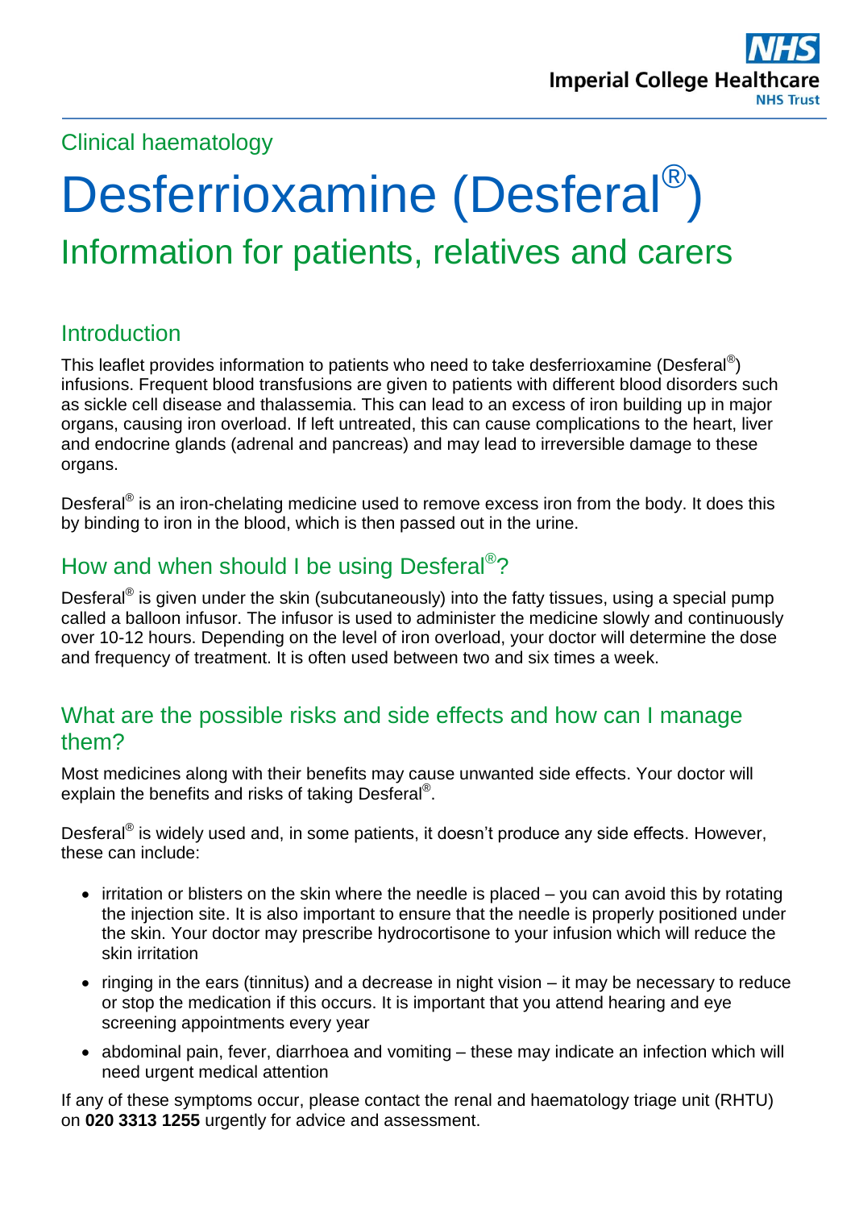Clinical haematology

# Desferrioxamine (Desferal®)

## Information for patients, relatives and carers

### Introduction

This leaflet provides information to patients who need to take desferrioxamine (Desferal®) infusions. Frequent blood transfusions are given to patients with different blood disorders such as sickle cell disease and thalassemia. This can lead to an excess of iron building up in major organs, causing iron overload. If left untreated, this can cause complications to the heart, liver and endocrine glands (adrenal and pancreas) and may lead to irreversible damage to these organs.

Desferal® is an iron-chelating medicine used to remove excess iron from the body. It does this by binding to iron in the blood, which is then passed out in the urine.

### How and when should I be using Desferal®?

Desferal® is given under the skin (subcutaneously) into the fatty tissues, using a special pump called a balloon infusor. The infusor is used to administer the medicine slowly and continuously over 10-12 hours. Depending on the level of iron overload, your doctor will determine the dose and frequency of treatment. It is often used between two and six times a week.

### What are the possible risks and side effects and how can I manage them?

Most medicines along with their benefits may cause unwanted side effects. Your doctor will explain the benefits and risks of taking Desferal®.

Desferal® is widely used and, in some patients, it doesn't produce any side effects. However, these can include:

- irritation or blisters on the skin where the needle is placed – you can avoid this by rotating the injection site. It is also important to ensure that the needle is properly positioned under the skin. Your doctor may prescribe hydrocortisone to your infusion which will reduce the skin irritation
- ringing in the ears (tinnitus) and a decrease in night vision – it may be necessary to reduce or stop the medication if this occurs. It is important that you attend hearing and eye screening appointments every year
- abdominal pain, fever, diarrhoea and vomiting – these may indicate an infection which will need urgent medical attention

If any of these symptoms occur, please contact the renal and haematology triage unit (RHTU) on **020 3313 1255** urgently for advice and assessment.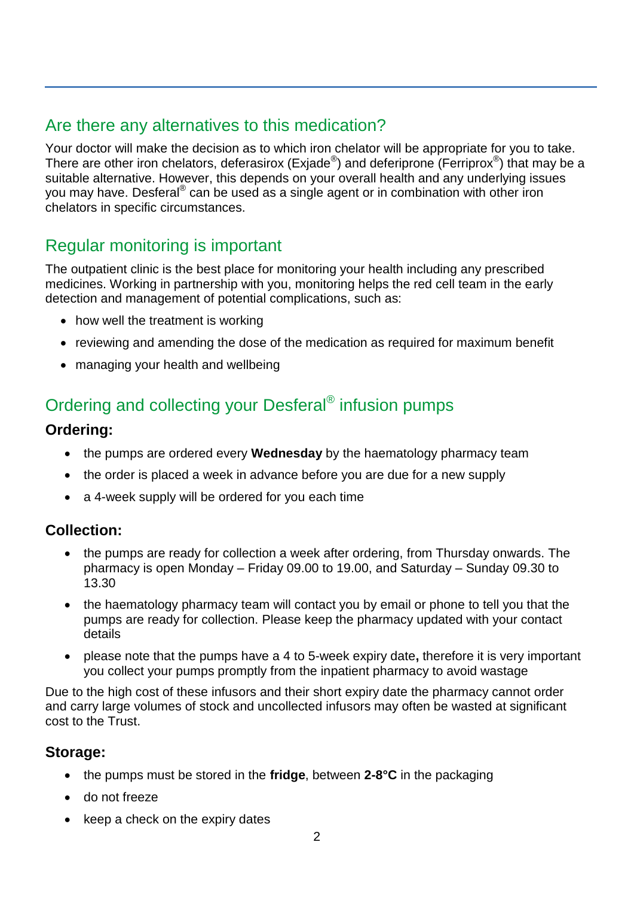## Are there any alternatives to this medication?

Your doctor will make the decision as to which iron chelator will be appropriate for you to take. There are other iron chelators, deferasirox (Exjade®) and deferiprone (Ferriprox®) that may be a suitable alternative. However, this depends on your overall health and any underlying issues you may have. Desferal® can be used as a single agent or in combination with other iron chelators in specific circumstances.

## Regular monitoring is important

The outpatient clinic is the best place for monitoring your health including any prescribed medicines. Working in partnership with you, monitoring helps the red cell team in the early detection and management of potential complications, such as:

- how well the treatment is working
- reviewing and amending the dose of the medication as required for maximum benefit
- managing your health and wellbeing

## Ordering and collecting your Desferal® infusion pumps

### Ordering:

- the pumps are ordered every **Wednesday** by the haematology pharmacy team
- the order is placed a week in advance before you are due for a new supply
- a 4-week supply will be ordered for you each time

### Collection:

- the pumps are ready for collection a week after ordering, from Thursday onwards. The pharmacy is open Monday – Friday 09.00 to 19.00, and Saturday – Sunday 09.30 to 13.30
- the haematology pharmacy team will contact you by email or phone to tell you that the pumps are ready for collection. Please keep the pharmacy updated with your contact details
- please note that the pumps have a 4 to 5-week expiry date**,** therefore it is very important you collect your pumps promptly from the inpatient pharmacy to avoid wastage

Due to the high cost of these infusors and their short expiry date the pharmacy cannot order and carry large volumes of stock and uncollected infusors may often be wasted at significant cost to the Trust.

### Storage:

- the pumps must be stored in the **fridge**, between **2-8°C** in the packaging
- do not freeze
- keep a check on the expiry dates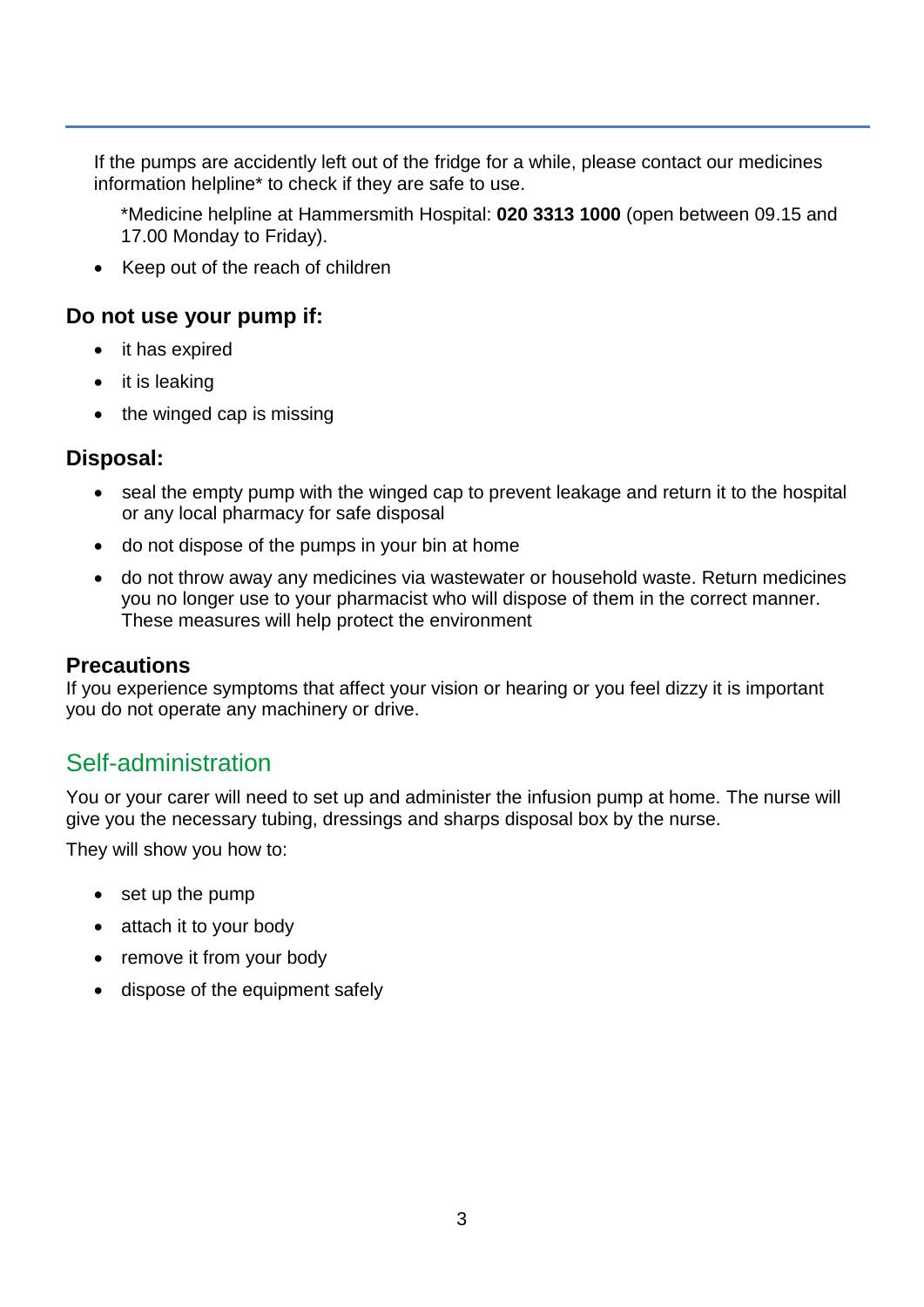If the pumps are accidently left out of the fridge for a while, please contact our medicines information helpline* to check if they are safe to use.

*Medicine helpline at Hammersmith Hospital: **020 3313 1000** (open between 09.15 and 17.00 Monday to Friday).

- Keep out of the reach of children

### Do not use your pump if:

- it has expired
- it is leaking
- the winged cap is missing

### Disposal:

- seal the empty pump with the winged cap to prevent leakage and return it to the hospital or any local pharmacy for safe disposal
- do not dispose of the pumps in your bin at home
- do not throw away any medicines via wastewater or household waste. Return medicines you no longer use to your pharmacist who will dispose of them in the correct manner. These measures will help protect the environment

### Precautions

If you experience symptoms that affect your vision or hearing or you feel dizzy it is important you do not operate any machinery or drive.

## Self-administration

You or your carer will need to set up and administer the infusion pump at home. The nurse will give you the necessary tubing, dressings and sharps disposal box by the nurse.

They will show you how to:

- set up the pump
- attach it to your body
- remove it from your body
- dispose of the equipment safely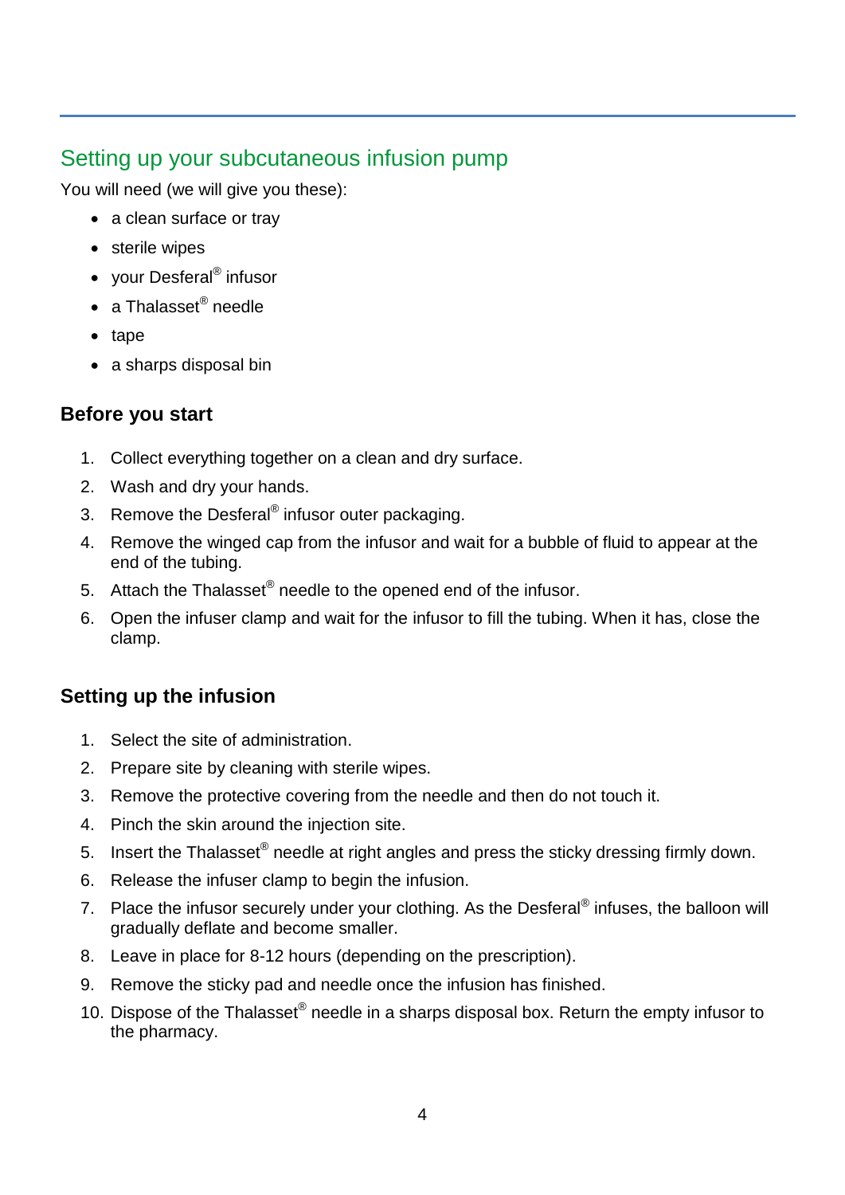## Setting up your subcutaneous infusion pump

You will need (we will give you these):

- a clean surface or tray
- sterile wipes
- your Desferal® infusor
- a Thalasset® needle
- tape
- a sharps disposal bin

### Before you start

1. Collect everything together on a clean and dry surface.
2. Wash and dry your hands.
3. Remove the Desferal® infusor outer packaging.
4. Remove the winged cap from the infusor and wait for a bubble of fluid to appear at the end of the tubing.
5. Attach the Thalasset® needle to the opened end of the infusor.
6. Open the infuser clamp and wait for the infusor to fill the tubing. When it has, close the clamp.

### Setting up the infusion

1. Select the site of administration.
2. Prepare site by cleaning with sterile wipes.
3. Remove the protective covering from the needle and then do not touch it.
4. Pinch the skin around the injection site.
5. Insert the Thalasset® needle at right angles and press the sticky dressing firmly down.
6. Release the infuser clamp to begin the infusion.
7. Place the infusor securely under your clothing. As the Desferal® infuses, the balloon will gradually deflate and become smaller.
8. Leave in place for 8-12 hours (depending on the prescription).
9. Remove the sticky pad and needle once the infusion has finished.
10. Dispose of the Thalasset® needle in a sharps disposal box. Return the empty infusor to the pharmacy.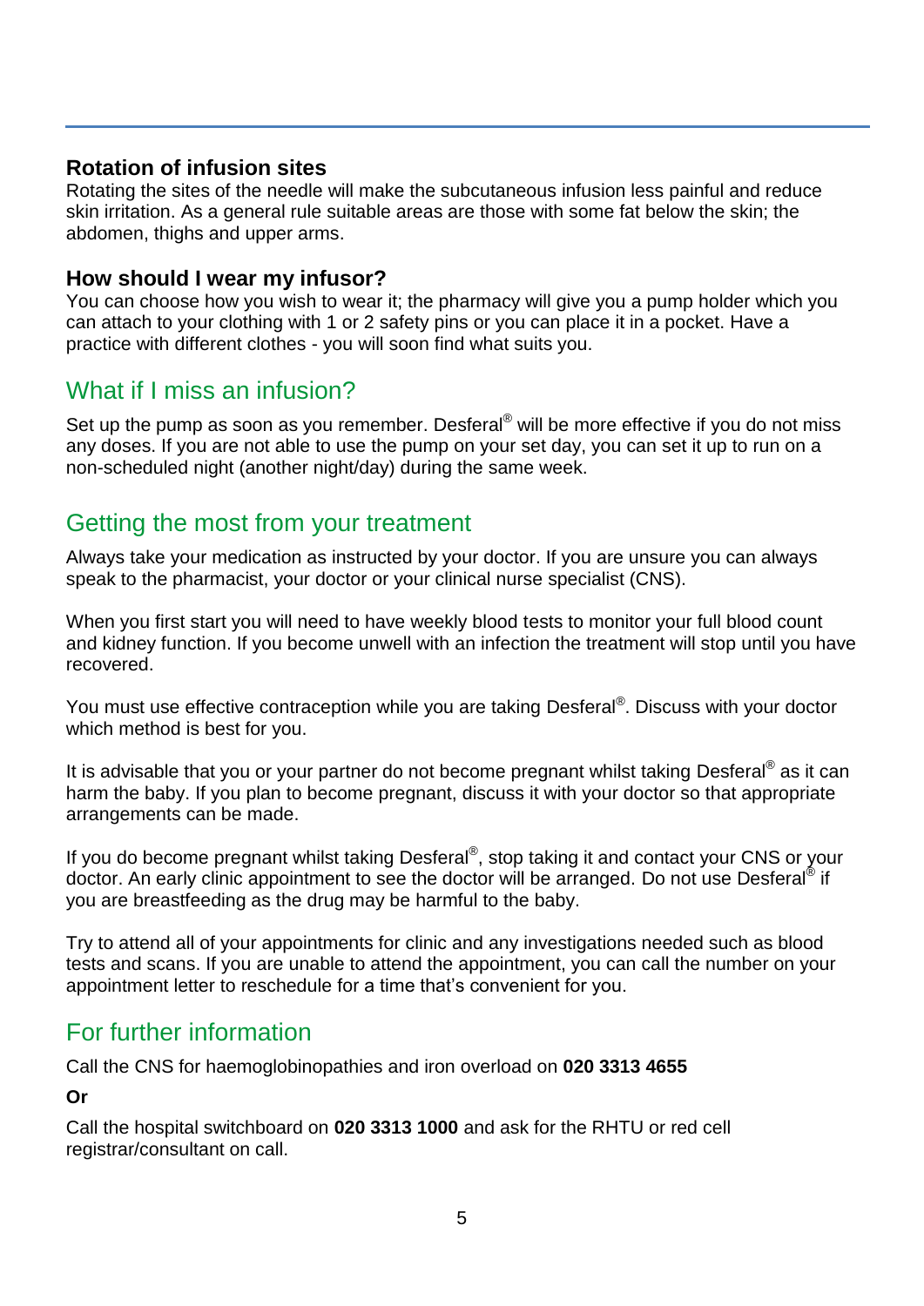### Rotation of infusion sites

Rotating the sites of the needle will make the subcutaneous infusion less painful and reduce skin irritation. As a general rule suitable areas are those with some fat below the skin; the abdomen, thighs and upper arms.

### How should I wear my infusor?

You can choose how you wish to wear it; the pharmacy will give you a pump holder which you can attach to your clothing with 1 or 2 safety pins or you can place it in a pocket. Have a practice with different clothes - you will soon find what suits you.

## What if I miss an infusion?

Set up the pump as soon as you remember. Desferal® will be more effective if you do not miss any doses. If you are not able to use the pump on your set day, you can set it up to run on a non-scheduled night (another night/day) during the same week.

## Getting the most from your treatment

Always take your medication as instructed by your doctor. If you are unsure you can always speak to the pharmacist, your doctor or your clinical nurse specialist (CNS).

When you first start you will need to have weekly blood tests to monitor your full blood count and kidney function. If you become unwell with an infection the treatment will stop until you have recovered.

You must use effective contraception while you are taking Desferal®. Discuss with your doctor which method is best for you.

It is advisable that you or your partner do not become pregnant whilst taking Desferal® as it can harm the baby. If you plan to become pregnant, discuss it with your doctor so that appropriate arrangements can be made.

If you do become pregnant whilst taking Desferal®, stop taking it and contact your CNS or your doctor. An early clinic appointment to see the doctor will be arranged. Do not use Desferal® if you are breastfeeding as the drug may be harmful to the baby.

Try to attend all of your appointments for clinic and any investigations needed such as blood tests and scans. If you are unable to attend the appointment, you can call the number on your appointment letter to reschedule for a time that's convenient for you.

## For further information

Call the CNS for haemoglobinopathies and iron overload on **020 3313 4655**

**Or**

Call the hospital switchboard on **020 3313 1000** and ask for the RHTU or red cell registrar/consultant on call.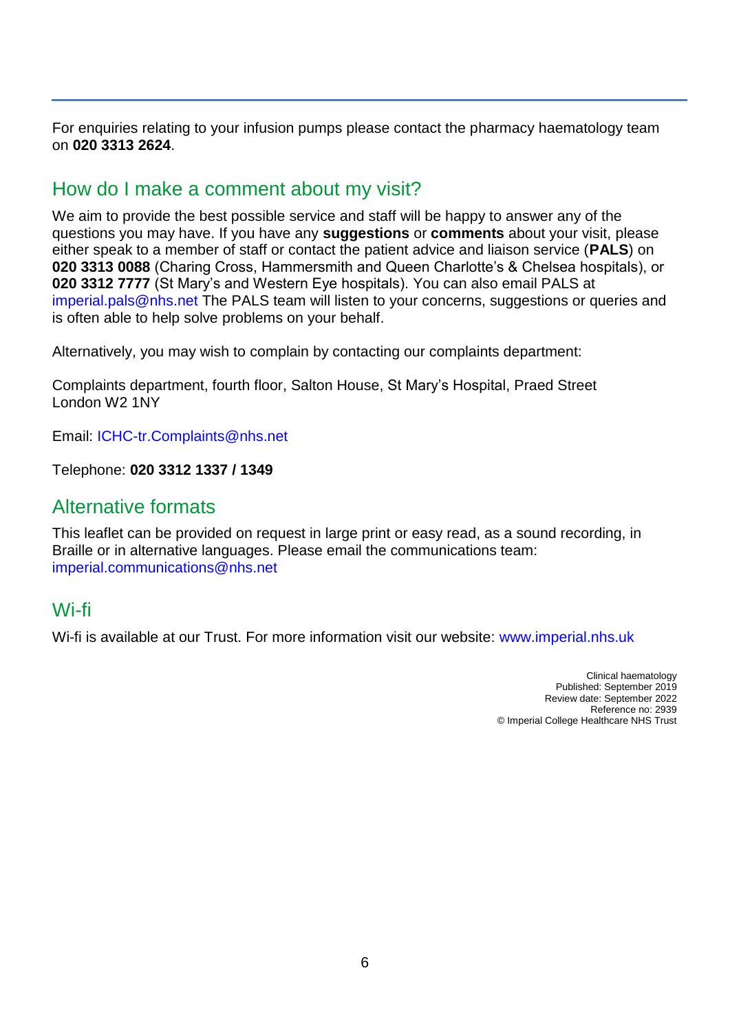For enquiries relating to your infusion pumps please contact the pharmacy haematology team on **020 3313 2624**.

## How do I make a comment about my visit?

We aim to provide the best possible service and staff will be happy to answer any of the questions you may have. If you have any **suggestions** or **comments** about your visit, please either speak to a member of staff or contact the patient advice and liaison service (**PALS**) on **020 3313 0088** (Charing Cross, Hammersmith and Queen Charlotte's & Chelsea hospitals), or **020 3312 7777** (St Mary's and Western Eye hospitals). You can also email PALS at imperial.pals@nhs.net The PALS team will listen to your concerns, suggestions or queries and is often able to help solve problems on your behalf.

Alternatively, you may wish to complain by contacting our complaints department:

Complaints department, fourth floor, Salton House, St Mary's Hospital, Praed Street
London W2 1NY

Email: ICHC-tr.Complaints@nhs.net

Telephone: **020 3312 1337 / 1349**

## Alternative formats

This leaflet can be provided on request in large print or easy read, as a sound recording, in Braille or in alternative languages. Please email the communications team: imperial.communications@nhs.net

## Wi-fi

Wi-fi is available at our Trust. For more information visit our website: www.imperial.nhs.uk

Clinical haematology
Published: September 2019
Review date: September 2022
Reference no: 2939
© Imperial College Healthcare NHS Trust